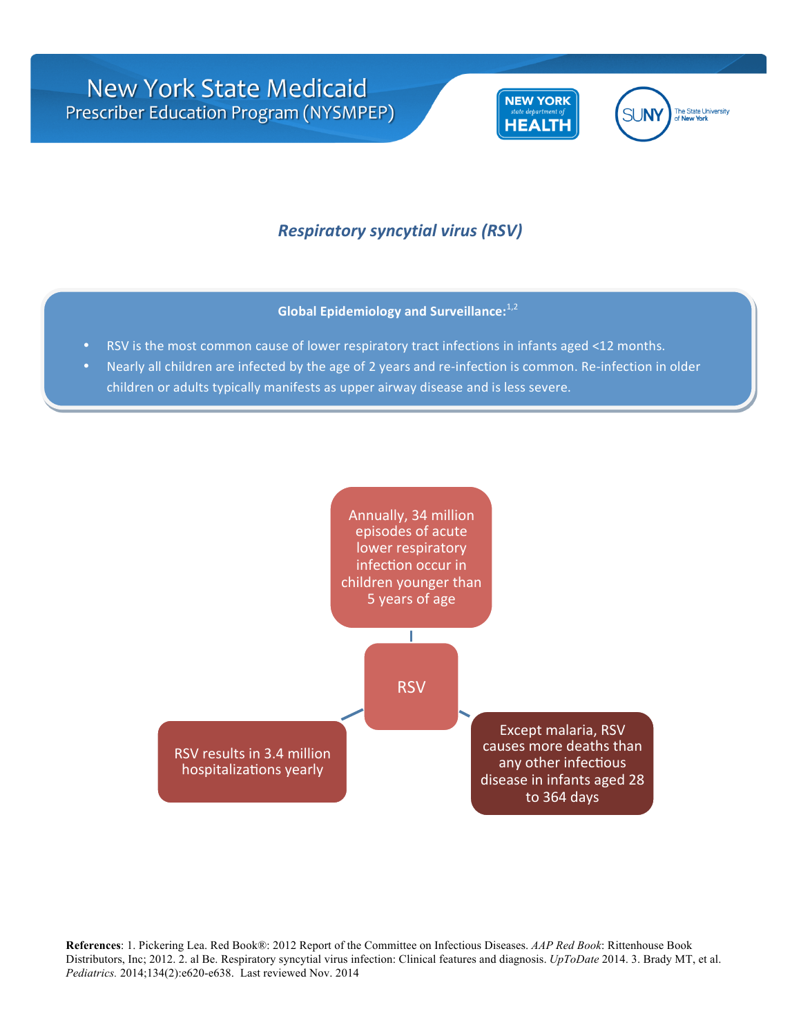# New York State Medicaid Prescriber Education Program (NYSMPEP)

## *Respiratory syncytial virus (RSV)*

**Global Epidemiology and Surveillance:**[1,2]

- RSV is the most common cause of lower respiratory tract infections in infants aged <12 months.
- Nearly all children are infected by the age of 2 years and re-infection is common. Re-infection in older children or adults typically manifests as upper airway disease and is less severe.

**RSV**

- Annually, 34 million episodes of acute lower respiratory infection occur in children younger than 5 years of age
- RSV results in 3.4 million hospitalizations yearly
- Except malaria, RSV causes more deaths than any other infectious disease in infants aged 28 to 364 days

**References**: 1. Pickering Lea. Red Book®: 2012 Report of the Committee on Infectious Diseases. *AAP Red Book*: Rittenhouse Book Distributors, Inc; 2012. 2. al Be. Respiratory syncytial virus infection: Clinical features and diagnosis. *UpToDate* 2014. 3. Brady MT, et al. *Pediatrics.* 2014;134(2):e620-e638. Last reviewed Nov. 2014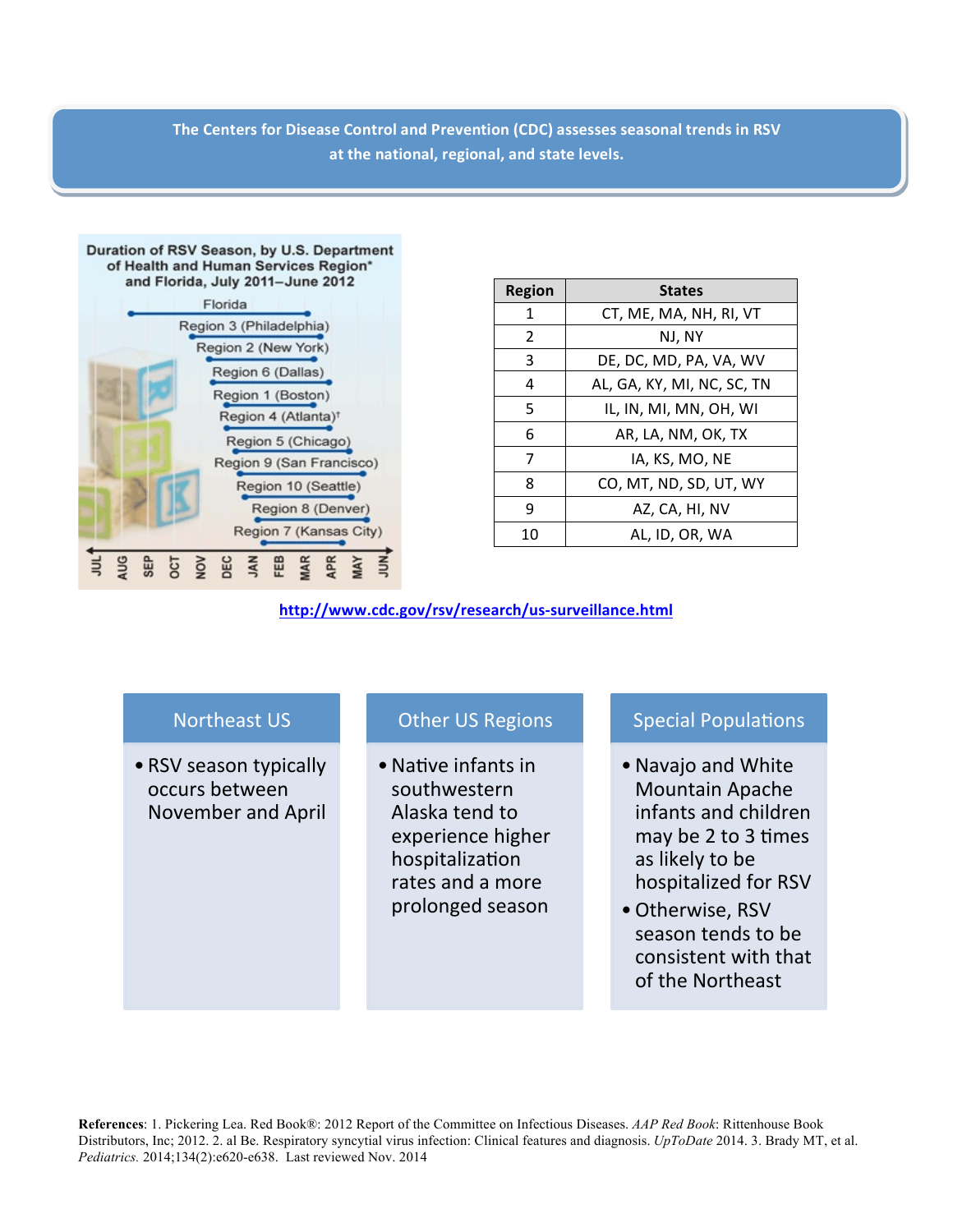The Centers for Disease Control and Prevention (CDC) assesses seasonal trends in RSV at the national, regional, and state levels.

**Duration of RSV Season, by U.S. Department of Health and Human Services Region* and Florida, July 2011–June 2012**

- Florida
- Region 3 (Philadelphia)
- Region 2 (New York)
- Region 6 (Dallas)
- Region 1 (Boston)
- Region 4 (Atlanta)†
- Region 5 (Chicago)
- Region 9 (San Francisco)
- Region 10 (Seattle)
- Region 8 (Denver)
- Region 7 (Kansas City)

JUL AUG SEP OCT NOV DEC JAN FEB MAR APR MAY JUN

| Region | States |
|---|---|
| 1 | CT, ME, MA, NH, RI, VT |
| 2 | NJ, NY |
| 3 | DE, DC, MD, PA, VA, WV |
| 4 | AL, GA, KY, MI, NC, SC, TN |
| 5 | IL, IN, MI, MN, OH, WI |
| 6 | AR, LA, NM, OK, TX |
| 7 | IA, KS, MO, NE |
| 8 | CO, MT, ND, SD, UT, WY |
| 9 | AZ, CA, HI, NV |
| 10 | AL, ID, OR, WA |

http://www.cdc.gov/rsv/research/us-surveillance.html

### Northeast US

- RSV season typically occurs between November and April

### Other US Regions

- Native infants in southwestern Alaska tend to experience higher hospitalization rates and a more prolonged season

### Special Populations

- Navajo and White Mountain Apache infants and children may be 2 to 3 times as likely to be hospitalized for RSV
- Otherwise, RSV season tends to be consistent with that of the Northeast

**References**: 1. Pickering Lea. Red Book®: 2012 Report of the Committee on Infectious Diseases. *AAP Red Book*: Rittenhouse Book Distributors, Inc; 2012. 2. al Be. Respiratory syncytial virus infection: Clinical features and diagnosis. *UpToDate* 2014. 3. Brady MT, et al. *Pediatrics.* 2014;134(2):e620-e638. Last reviewed Nov. 2014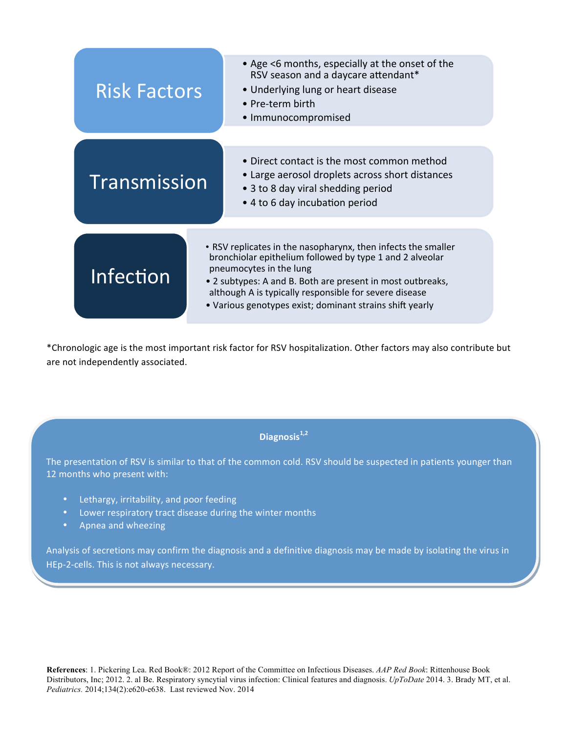## Risk Factors

- Age <6 months, especially at the onset of the RSV season and a daycare attendant*
- Underlying lung or heart disease
- Pre-term birth
- Immunocompromised

## Transmission

- Direct contact is the most common method
- Large aerosol droplets across short distances
- 3 to 8 day viral shedding period
- 4 to 6 day incubation period

## Infection

- RSV replicates in the nasopharynx, then infects the smaller bronchiolar epithelium followed by type 1 and 2 alveolar pneumocytes in the lung
- 2 subtypes: A and B. Both are present in most outbreaks, although A is typically responsible for severe disease
- Various genotypes exist; dominant strains shift yearly

*Chronologic age is the most important risk factor for RSV hospitalization. Other factors may also contribute but are not independently associated.

### Diagnosis[1,2]

The presentation of RSV is similar to that of the common cold. RSV should be suspected in patients younger than 12 months who present with:

- Lethargy, irritability, and poor feeding
- Lower respiratory tract disease during the winter months
- Apnea and wheezing

Analysis of secretions may confirm the diagnosis and a definitive diagnosis may be made by isolating the virus in HEp-2-cells. This is not always necessary.

**References**: 1. Pickering Lea. Red Book®: 2012 Report of the Committee on Infectious Diseases. *AAP Red Book*: Rittenhouse Book Distributors, Inc; 2012. 2. al Be. Respiratory syncytial virus infection: Clinical features and diagnosis. *UpToDate* 2014. 3. Brady MT, et al. *Pediatrics.* 2014;134(2):e620-e638. Last reviewed Nov. 2014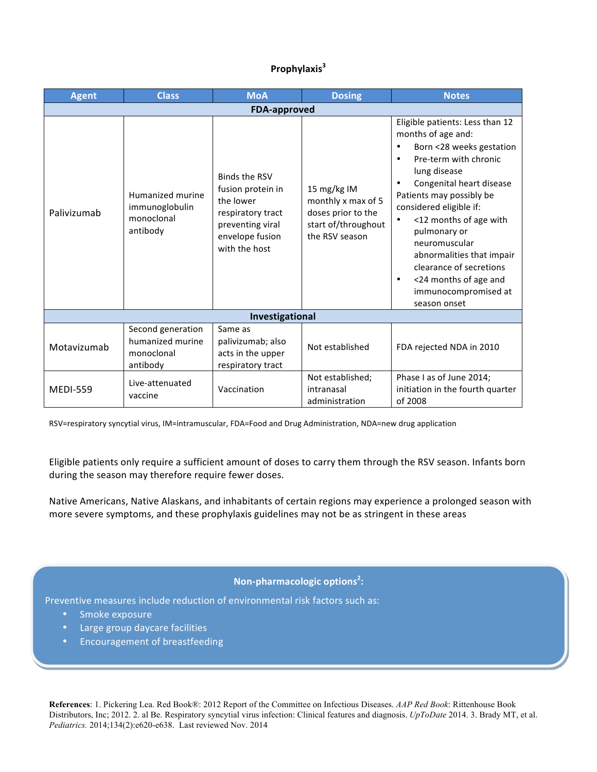## Prophylaxis[3]

| Agent | Class | MoA | Dosing | Notes |
|---|---|---|---|---|
| **FDA-approved** | | | | |
| Palivizumab | Humanized murine immunoglobulin monoclonal antibody | Binds the RSV fusion protein in the lower respiratory tract preventing viral envelope fusion with the host | 15 mg/kg IM monthly x max of 5 doses prior to the start of/throughout the RSV season | Eligible patients: Less than 12 months of age and: • Born <28 weeks gestation • Pre-term with chronic lung disease • Congenital heart disease Patients may possibly be considered eligible if: • <12 months of age with pulmonary or neuromuscular abnormalities that impair clearance of secretions • <24 months of age and immunocompromised at season onset |
| **Investigational** | | | | |
| Motavizumab | Second generation humanized murine monoclonal antibody | Same as palivizumab; also acts in the upper respiratory tract | Not established | FDA rejected NDA in 2010 |
| MEDI-559 | Live-attenuated vaccine | Vaccination | Not established; intranasal administration | Phase I as of June 2014; initiation in the fourth quarter of 2008 |

RSV=respiratory syncytial virus, IM=intramuscular, FDA=Food and Drug Administration, NDA=new drug application

Eligible patients only require a sufficient amount of doses to carry them through the RSV season. Infants born during the season may therefore require fewer doses.

Native Americans, Native Alaskans, and inhabitants of certain regions may experience a prolonged season with more severe symptoms, and these prophylaxis guidelines may not be as stringent in these areas

### Non-pharmacologic options[2]:

Preventive measures include reduction of environmental risk factors such as:

- Smoke exposure
- Large group daycare facilities
- Encouragement of breastfeeding

**References**: 1. Pickering Lea. Red Book®: 2012 Report of the Committee on Infectious Diseases. *AAP Red Book*: Rittenhouse Book Distributors, Inc; 2012. 2. al Be. Respiratory syncytial virus infection: Clinical features and diagnosis. *UpToDate* 2014. 3. Brady MT, et al. *Pediatrics.* 2014;134(2):e620-e638. Last reviewed Nov. 2014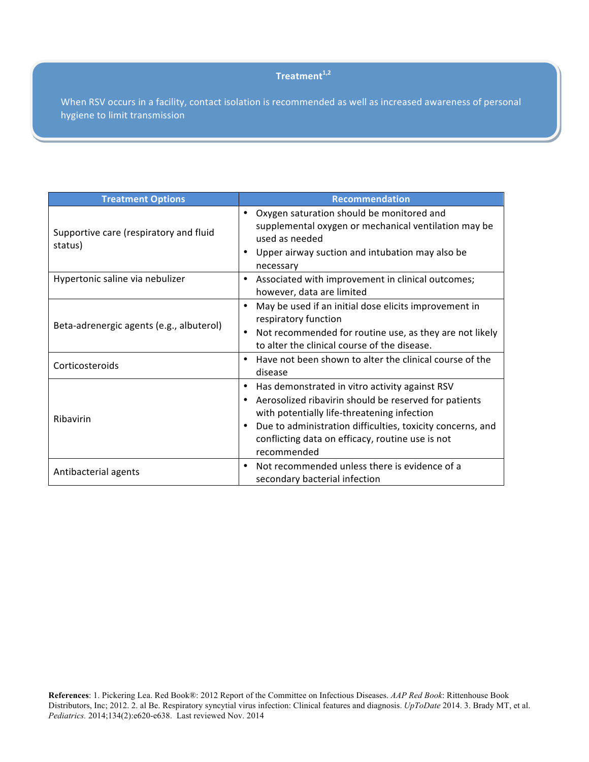## Treatment[1,2]

When RSV occurs in a facility, contact isolation is recommended as well as increased awareness of personal hygiene to limit transmission

| Treatment Options | Recommendation |
|---|---|
| Supportive care (respiratory and fluid status) | • Oxygen saturation should be monitored and supplemental oxygen or mechanical ventilation may be used as needed<br>• Upper airway suction and intubation may also be necessary |
| Hypertonic saline via nebulizer | • Associated with improvement in clinical outcomes; however, data are limited |
| Beta-adrenergic agents (e.g., albuterol) | • May be used if an initial dose elicits improvement in respiratory function<br>• Not recommended for routine use, as they are not likely to alter the clinical course of the disease. |
| Corticosteroids | • Have not been shown to alter the clinical course of the disease |
| Ribavirin | • Has demonstrated in vitro activity against RSV<br>• Aerosolized ribavirin should be reserved for patients with potentially life-threatening infection<br>• Due to administration difficulties, toxicity concerns, and conflicting data on efficacy, routine use is not recommended |
| Antibacterial agents | • Not recommended unless there is evidence of a secondary bacterial infection |

**References**: 1. Pickering Lea. Red Book®: 2012 Report of the Committee on Infectious Diseases. *AAP Red Book*: Rittenhouse Book Distributors, Inc; 2012. 2. al Be. Respiratory syncytial virus infection: Clinical features and diagnosis. *UpToDate* 2014. 3. Brady MT, et al. *Pediatrics.* 2014;134(2):e620-e638. Last reviewed Nov. 2014